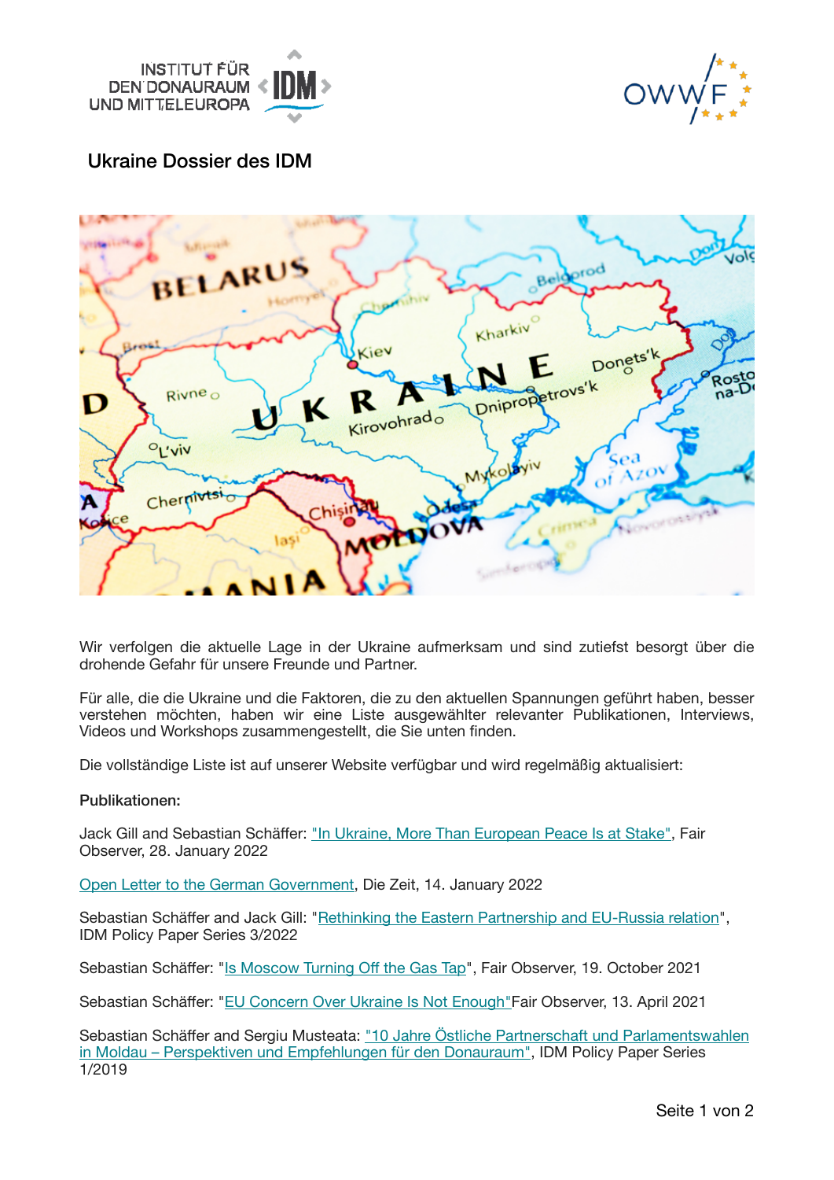# Ukraine Dossier des IDM

Wir verfolgen die aktuelle Lage in der Ukraine aufmerksam und sind zutiefst besorgt über die drohende Gefahr für unsere Freunde und Partner.

Für alle, die die Ukraine und die Faktoren, die zu den aktuellen Spannungen geführt haben, besser verstehen möchten, haben wir eine Liste ausgewählter relevanter Publikationen, Interviews, Videos und Workshops zusammengestellt, die Sie unten finden.

Die vollständige Liste ist auf unserer Website verfügbar und wird regelmäßig aktualisiert:

**Publikationen:**

Jack Gill and Sebastian Schäffer: "In Ukraine, More Than European Peace Is at Stake", Fair Observer, 28. January 2022

Open Letter to the German Government, Die Zeit, 14. January 2022

Sebastian Schäffer and Jack Gill: "Rethinking the Eastern Partnership and EU-Russia relation", IDM Policy Paper Series 3/2022

Sebastian Schäffer: "Is Moscow Turning Off the Gas Tap", Fair Observer, 19. October 2021

Sebastian Schäffer: "EU Concern Over Ukraine Is Not Enough"Fair Observer, 13. April 2021

Sebastian Schäffer and Sergiu Musteata: "10 Jahre Östliche Partnerschaft und Parlamentswahlen in Moldau – Perspektiven und Empfehlungen für den Donauraum", IDM Policy Paper Series 1/2019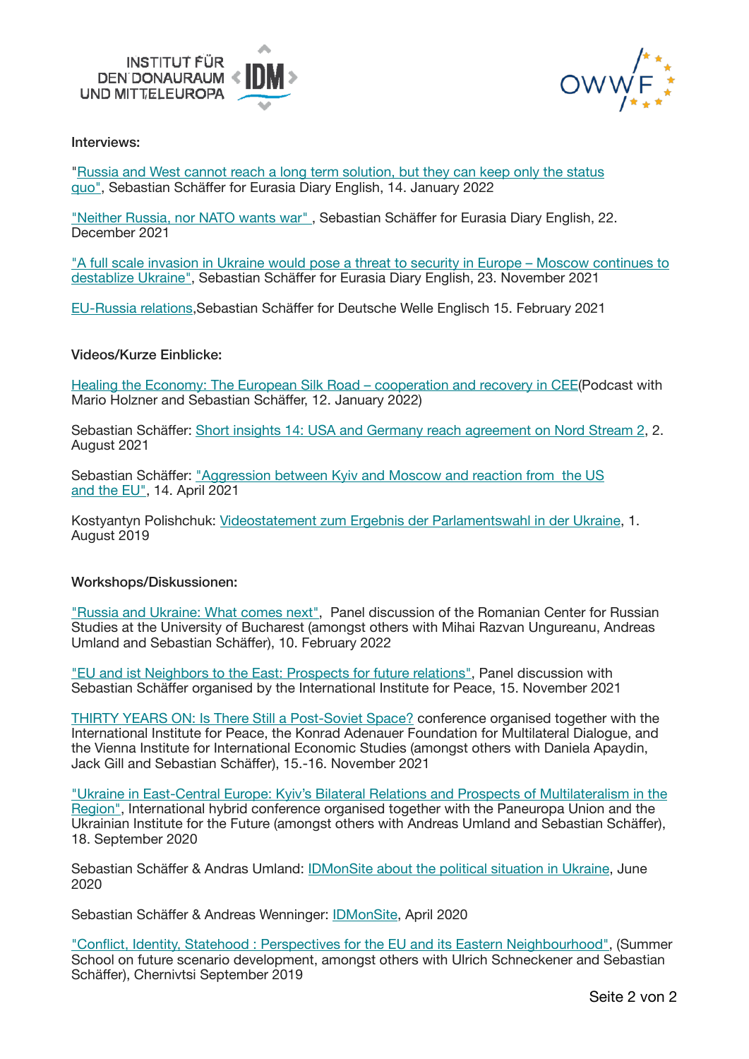Interviews:

"Russia and West cannot reach a long term solution, but they can keep only the status quo", Sebastian Schäffer for Eurasia Diary English, 14. January 2022

"Neither Russia, nor NATO wants war" , Sebastian Schäffer for Eurasia Diary English, 22. December 2021

"A full scale invasion in Ukraine would pose a threat to security in Europe – Moscow continues to destablize Ukraine", Sebastian Schäffer for Eurasia Diary English, 23. November 2021

EU-Russia relations,Sebastian Schäffer for Deutsche Welle Englisch 15. February 2021

Videos/Kurze Einblicke:

Healing the Economy: The European Silk Road – cooperation and recovery in CEE(Podcast with Mario Holzner and Sebastian Schäffer, 12. January 2022)

Sebastian Schäffer: Short insights 14: USA and Germany reach agreement on Nord Stream 2, 2. August 2021

Sebastian Schäffer: "Aggression between Kyiv and Moscow and reaction from the US and the EU", 14. April 2021

Kostyantyn Polishchuk: Videostatement zum Ergebnis der Parlamentswahl in der Ukraine, 1. August 2019

Workshops/Diskussionen:

"Russia and Ukraine: What comes next", Panel discussion of the Romanian Center for Russian Studies at the University of Bucharest (amongst others with Mihai Razvan Ungureanu, Andreas Umland and Sebastian Schäffer), 10. February 2022

"EU and ist Neighbors to the East: Prospects for future relations", Panel discussion with Sebastian Schäffer organised by the International Institute for Peace, 15. November 2021

THIRTY YEARS ON: Is There Still a Post-Soviet Space? conference organised together with the International Institute for Peace, the Konrad Adenauer Foundation for Multilateral Dialogue, and the Vienna Institute for International Economic Studies (amongst others with Daniela Apaydin, Jack Gill and Sebastian Schäffer), 15.-16. November 2021

"Ukraine in East-Central Europe: Kyiv's Bilateral Relations and Prospects of Multilateralism in the Region", International hybrid conference organised together with the Paneuropa Union and the Ukrainian Institute for the Future (amongst others with Andreas Umland and Sebastian Schäffer), 18. September 2020

Sebastian Schäffer & Andras Umland: IDMonSite about the political situation in Ukraine, June 2020

Sebastian Schäffer & Andreas Wenninger: IDMonSite, April 2020

"Conflict, Identity, Statehood : Perspectives for the EU and its Eastern Neighbourhood", (Summer School on future scenario development, amongst others with Ulrich Schneckener and Sebastian Schäffer), Chernivtsi September 2019